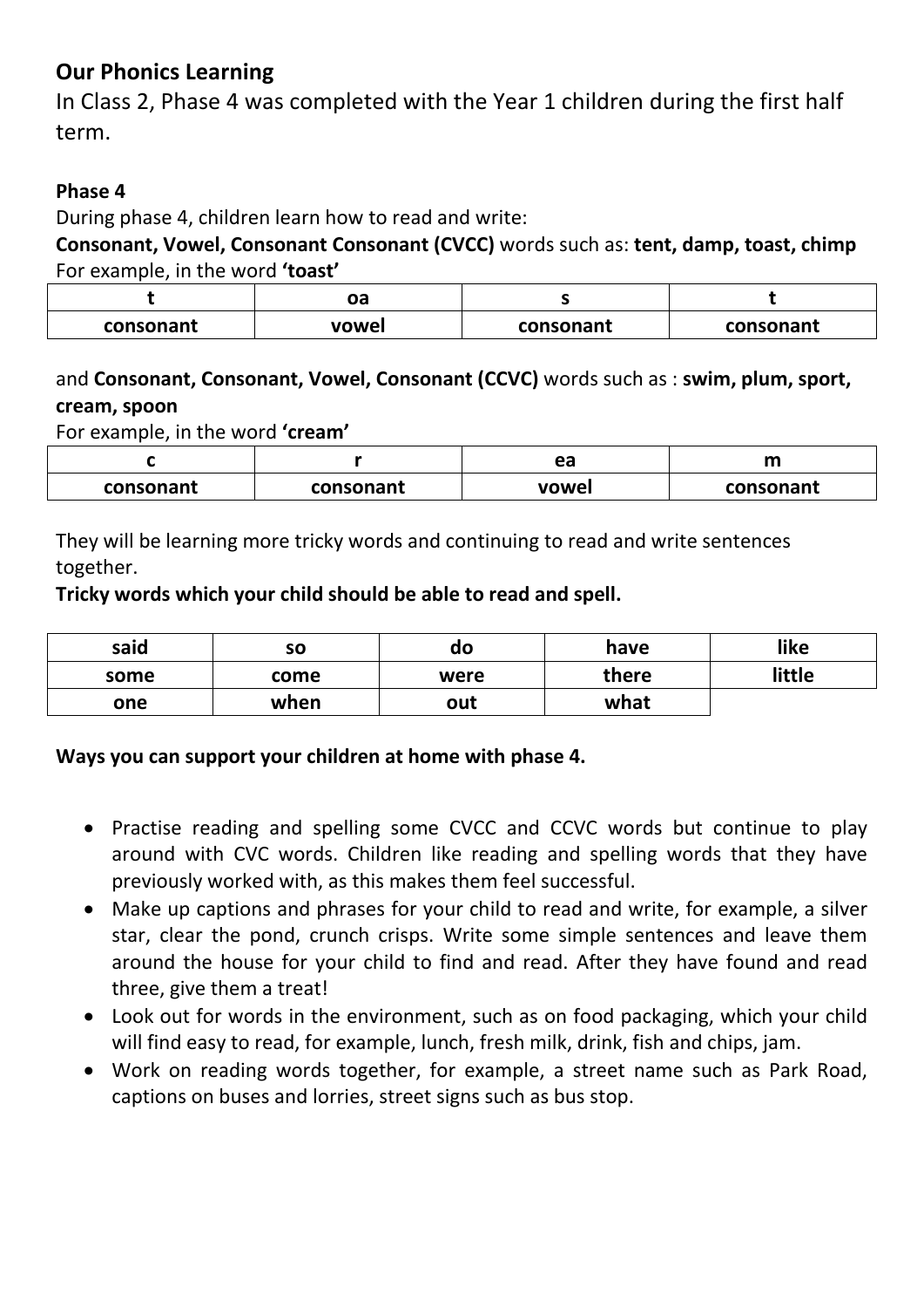## Our Phonics Learning

In Class 2, Phase 4 was completed with the Year 1 children during the first half term.

**Phase 4**

During phase 4, children learn how to read and write:

**Consonant, Vowel, Consonant Consonant (CVCC)** words such as: **tent, damp, toast, chimp**

For example, in the word **'toast'**

| t | oa | s | t |
|---|---|---|---|
| **consonant** | **vowel** | **consonant** | **consonant** |

and **Consonant, Consonant, Vowel, Consonant (CCVC)** words such as : **swim, plum, sport, cream, spoon**

For example, in the word **'cream'**

| c | r | ea | m |
|---|---|---|---|
| **consonant** | **consonant** | **vowel** | **consonant** |

They will be learning more tricky words and continuing to read and write sentences together.

**Tricky words which your child should be able to read and spell.**

| said | so | do | have | like |
|---|---|---|---|---|
| **some** | **come** | **were** | **there** | **little** |
| **one** | **when** | **out** | **what** | |

**Ways you can support your children at home with phase 4.**

- Practise reading and spelling some CVCC and CCVC words but continue to play around with CVC words. Children like reading and spelling words that they have previously worked with, as this makes them feel successful.
- Make up captions and phrases for your child to read and write, for example, a silver star, clear the pond, crunch crisps. Write some simple sentences and leave them around the house for your child to find and read. After they have found and read three, give them a treat!
- Look out for words in the environment, such as on food packaging, which your child will find easy to read, for example, lunch, fresh milk, drink, fish and chips, jam.
- Work on reading words together, for example, a street name such as Park Road, captions on buses and lorries, street signs such as bus stop.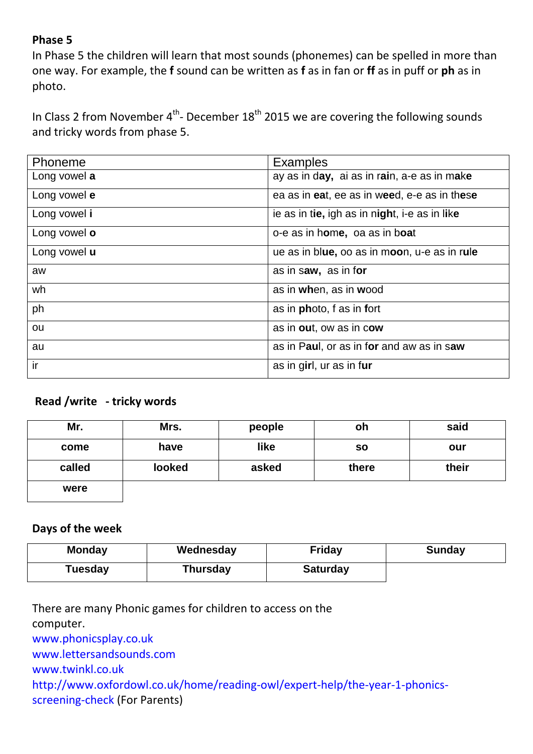**Phase 5**

In Phase 5 the children will learn that most sounds (phonemes) can be spelled in more than one way. For example, the **f** sound can be written as **f** as in fan or **ff** as in puff or **ph** as in photo.

In Class 2 from November 4th- December 18th 2015 we are covering the following sounds and tricky words from phase 5.

| Phoneme | Examples |
|---|---|
| Long vowel **a** | ay as in d**ay**, ai as in r**ai**n, a-e as in m**a**k**e** |
| Long vowel **e** | ea as in **ea**t, ee as in w**ee**d, e-e as in th**e**s**e** |
| Long vowel **i** | ie as in t**ie,** igh as in n**igh**t, i-e as in l**i**k**e** |
| Long vowel **o** | o-e as in h**o**m**e,** oa as in b**oa**t |
| Long vowel **u** | ue as in bl**ue,** oo as in m**oo**n, u-e as in r**u**l**e** |
| aw | as in s**aw,** as in f**or** |
| wh | as in **wh**en, as in **w**ood |
| ph | as in **ph**oto, f as in **f**ort |
| ou | as in **ou**t, ow as in c**ow** |
| au | as in P**au**l, or as in f**or** and aw as in s**aw** |
| ir | as in g**ir**l, ur as in f**ur** |

**Read /write - tricky words**

| Mr. | Mrs. | people | oh | said |
|---|---|---|---|---|
| **come** | **have** | **like** | **so** | **our** |
| **called** | **looked** | **asked** | **there** | **their** |
| **were** | | | | |

**Days of the week**

| Monday | Wednesday | Friday | Sunday |
|---|---|---|---|
| **Tuesday** | **Thursday** | **Saturday** | |

There are many Phonic games for children to access on the computer.

www.phonicsplay.co.uk

www.lettersandsounds.com

www.twinkl.co.uk

http://www.oxfordowl.co.uk/home/reading-owl/expert-help/the-year-1-phonics-screening-check (For Parents)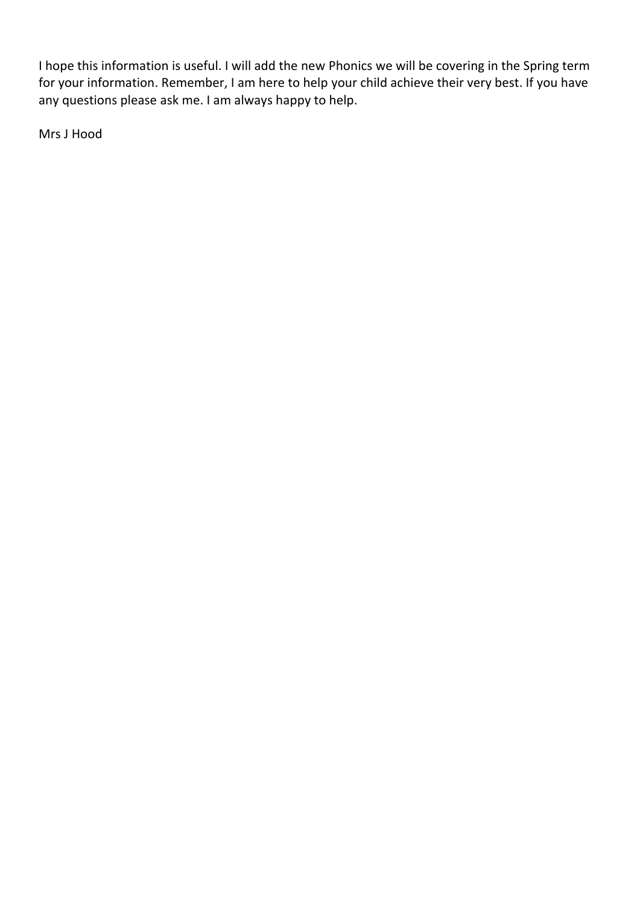I hope this information is useful. I will add the new Phonics we will be covering in the Spring term for your information. Remember, I am here to help your child achieve their very best. If you have any questions please ask me. I am always happy to help.

Mrs J Hood